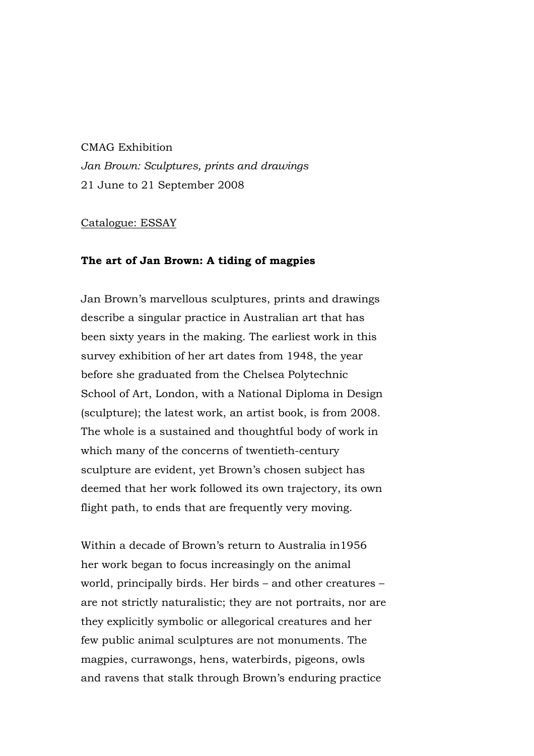CMAG Exhibition

*Jan Brown: Sculptures, prints and drawings*

21 June to 21 September 2008

<u>Catalogue: ESSAY</u>

**The art of Jan Brown: A tiding of magpies**

Jan Brown's marvellous sculptures, prints and drawings describe a singular practice in Australian art that has been sixty years in the making. The earliest work in this survey exhibition of her art dates from 1948, the year before she graduated from the Chelsea Polytechnic School of Art, London, with a National Diploma in Design (sculpture); the latest work, an artist book, is from 2008. The whole is a sustained and thoughtful body of work in which many of the concerns of twentieth-century sculpture are evident, yet Brown's chosen subject has deemed that her work followed its own trajectory, its own flight path, to ends that are frequently very moving.

Within a decade of Brown's return to Australia in1956 her work began to focus increasingly on the animal world, principally birds. Her birds – and other creatures – are not strictly naturalistic; they are not portraits, nor are they explicitly symbolic or allegorical creatures and her few public animal sculptures are not monuments. The magpies, currawongs, hens, waterbirds, pigeons, owls and ravens that stalk through Brown's enduring practice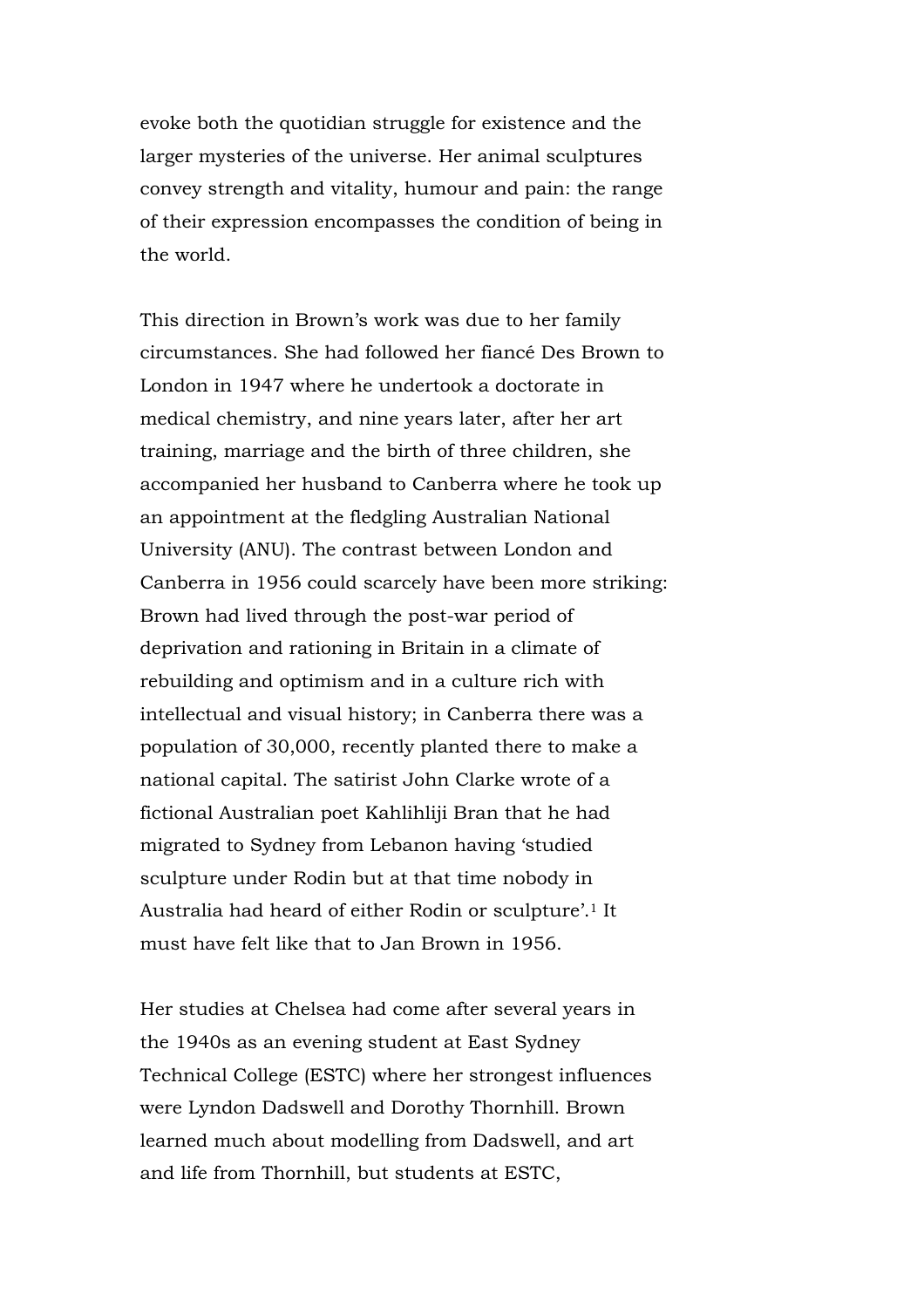evoke both the quotidian struggle for existence and the larger mysteries of the universe. Her animal sculptures convey strength and vitality, humour and pain: the range of their expression encompasses the condition of being in the world.

This direction in Brown's work was due to her family circumstances. She had followed her fiancé Des Brown to London in 1947 where he undertook a doctorate in medical chemistry, and nine years later, after her art training, marriage and the birth of three children, she accompanied her husband to Canberra where he took up an appointment at the fledgling Australian National University (ANU). The contrast between London and Canberra in 1956 could scarcely have been more striking: Brown had lived through the post-war period of deprivation and rationing in Britain in a climate of rebuilding and optimism and in a culture rich with intellectual and visual history; in Canberra there was a population of 30,000, recently planted there to make a national capital. The satirist John Clarke wrote of a fictional Australian poet Kahlihliji Bran that he had migrated to Sydney from Lebanon having 'studied sculpture under Rodin but at that time nobody in Australia had heard of either Rodin or sculpture'.[1] It must have felt like that to Jan Brown in 1956.

Her studies at Chelsea had come after several years in the 1940s as an evening student at East Sydney Technical College (ESTC) where her strongest influences were Lyndon Dadswell and Dorothy Thornhill. Brown learned much about modelling from Dadswell, and art and life from Thornhill, but students at ESTC,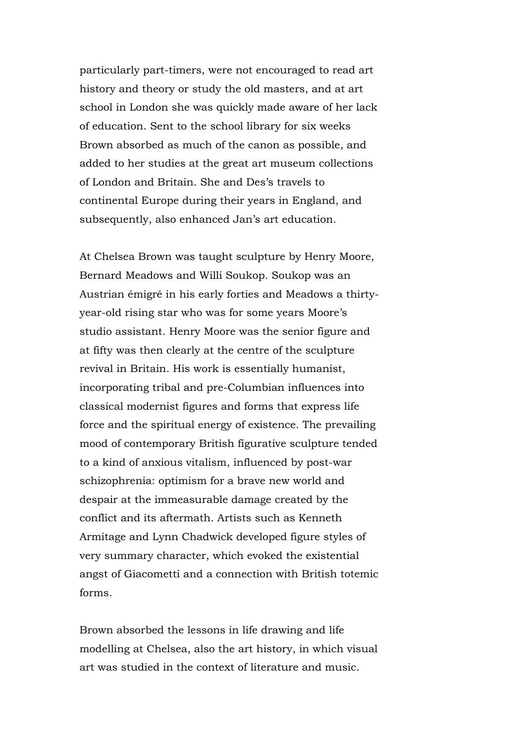particularly part-timers, were not encouraged to read art history and theory or study the old masters, and at art school in London she was quickly made aware of her lack of education. Sent to the school library for six weeks Brown absorbed as much of the canon as possible, and added to her studies at the great art museum collections of London and Britain. She and Des's travels to continental Europe during their years in England, and subsequently, also enhanced Jan's art education.

At Chelsea Brown was taught sculpture by Henry Moore, Bernard Meadows and Willi Soukop. Soukop was an Austrian émigré in his early forties and Meadows a thirty-year-old rising star who was for some years Moore's studio assistant. Henry Moore was the senior figure and at fifty was then clearly at the centre of the sculpture revival in Britain. His work is essentially humanist, incorporating tribal and pre-Columbian influences into classical modernist figures and forms that express life force and the spiritual energy of existence. The prevailing mood of contemporary British figurative sculpture tended to a kind of anxious vitalism, influenced by post-war schizophrenia: optimism for a brave new world and despair at the immeasurable damage created by the conflict and its aftermath. Artists such as Kenneth Armitage and Lynn Chadwick developed figure styles of very summary character, which evoked the existential angst of Giacometti and a connection with British totemic forms.

Brown absorbed the lessons in life drawing and life modelling at Chelsea, also the art history, in which visual art was studied in the context of literature and music.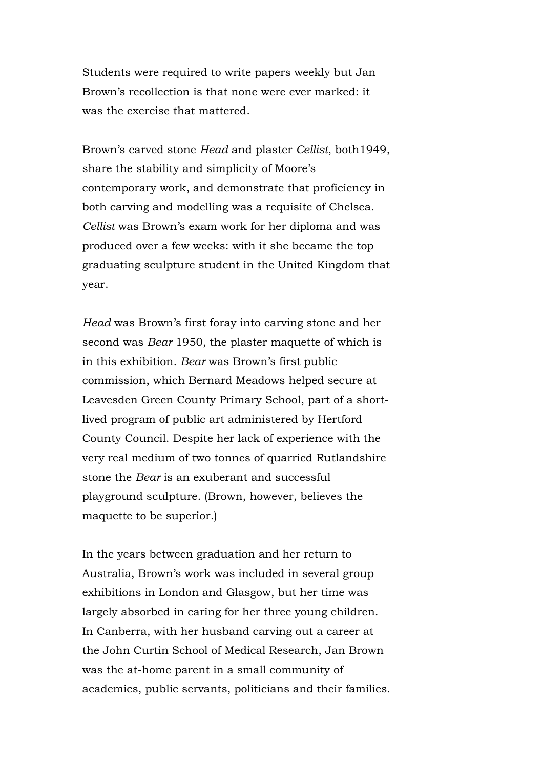Students were required to write papers weekly but Jan Brown's recollection is that none were ever marked: it was the exercise that mattered.

Brown's carved stone *Head* and plaster *Cellist*, both1949, share the stability and simplicity of Moore's contemporary work, and demonstrate that proficiency in both carving and modelling was a requisite of Chelsea. *Cellist* was Brown's exam work for her diploma and was produced over a few weeks: with it she became the top graduating sculpture student in the United Kingdom that year.

*Head* was Brown's first foray into carving stone and her second was *Bear* 1950, the plaster maquette of which is in this exhibition. *Bear* was Brown's first public commission, which Bernard Meadows helped secure at Leavesden Green County Primary School, part of a short-lived program of public art administered by Hertford County Council. Despite her lack of experience with the very real medium of two tonnes of quarried Rutlandshire stone the *Bear* is an exuberant and successful playground sculpture. (Brown, however, believes the maquette to be superior.)

In the years between graduation and her return to Australia, Brown's work was included in several group exhibitions in London and Glasgow, but her time was largely absorbed in caring for her three young children. In Canberra, with her husband carving out a career at the John Curtin School of Medical Research, Jan Brown was the at-home parent in a small community of academics, public servants, politicians and their families.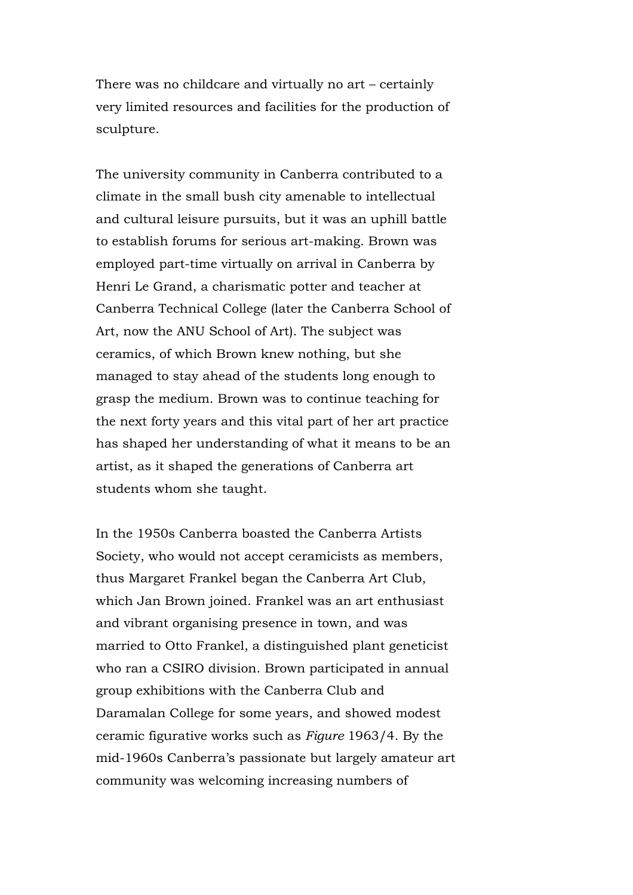There was no childcare and virtually no art – certainly very limited resources and facilities for the production of sculpture.

The university community in Canberra contributed to a climate in the small bush city amenable to intellectual and cultural leisure pursuits, but it was an uphill battle to establish forums for serious art-making. Brown was employed part-time virtually on arrival in Canberra by Henri Le Grand, a charismatic potter and teacher at Canberra Technical College (later the Canberra School of Art, now the ANU School of Art). The subject was ceramics, of which Brown knew nothing, but she managed to stay ahead of the students long enough to grasp the medium. Brown was to continue teaching for the next forty years and this vital part of her art practice has shaped her understanding of what it means to be an artist, as it shaped the generations of Canberra art students whom she taught.

In the 1950s Canberra boasted the Canberra Artists Society, who would not accept ceramicists as members, thus Margaret Frankel began the Canberra Art Club, which Jan Brown joined. Frankel was an art enthusiast and vibrant organising presence in town, and was married to Otto Frankel, a distinguished plant geneticist who ran a CSIRO division. Brown participated in annual group exhibitions with the Canberra Club and Daramalan College for some years, and showed modest ceramic figurative works such as *Figure* 1963/4. By the mid-1960s Canberra's passionate but largely amateur art community was welcoming increasing numbers of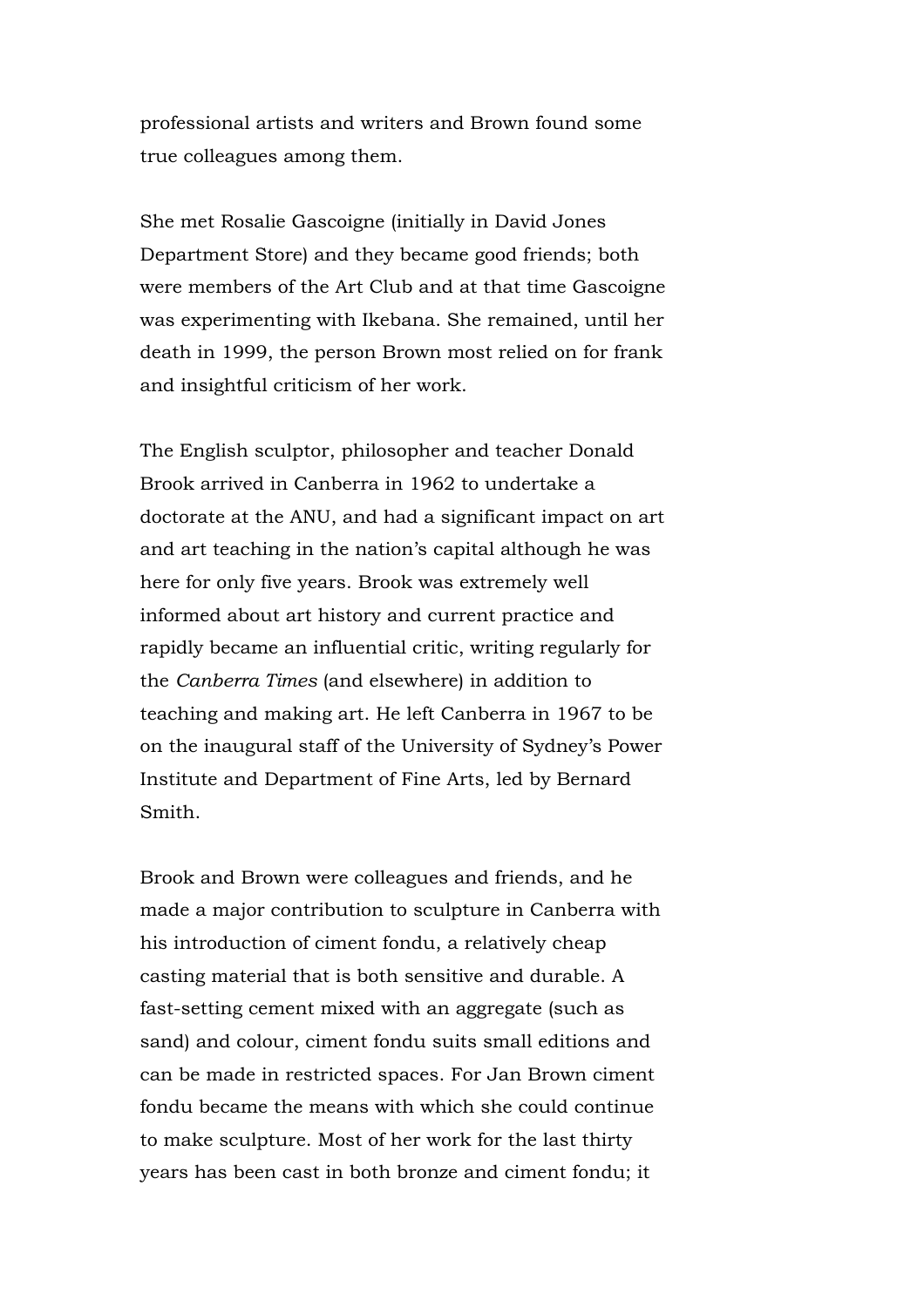professional artists and writers and Brown found some true colleagues among them.

She met Rosalie Gascoigne (initially in David Jones Department Store) and they became good friends; both were members of the Art Club and at that time Gascoigne was experimenting with Ikebana. She remained, until her death in 1999, the person Brown most relied on for frank and insightful criticism of her work.

The English sculptor, philosopher and teacher Donald Brook arrived in Canberra in 1962 to undertake a doctorate at the ANU, and had a significant impact on art and art teaching in the nation's capital although he was here for only five years. Brook was extremely well informed about art history and current practice and rapidly became an influential critic, writing regularly for the *Canberra Times* (and elsewhere) in addition to teaching and making art. He left Canberra in 1967 to be on the inaugural staff of the University of Sydney's Power Institute and Department of Fine Arts, led by Bernard Smith.

Brook and Brown were colleagues and friends, and he made a major contribution to sculpture in Canberra with his introduction of ciment fondu, a relatively cheap casting material that is both sensitive and durable. A fast-setting cement mixed with an aggregate (such as sand) and colour, ciment fondu suits small editions and can be made in restricted spaces. For Jan Brown ciment fondu became the means with which she could continue to make sculpture. Most of her work for the last thirty years has been cast in both bronze and ciment fondu; it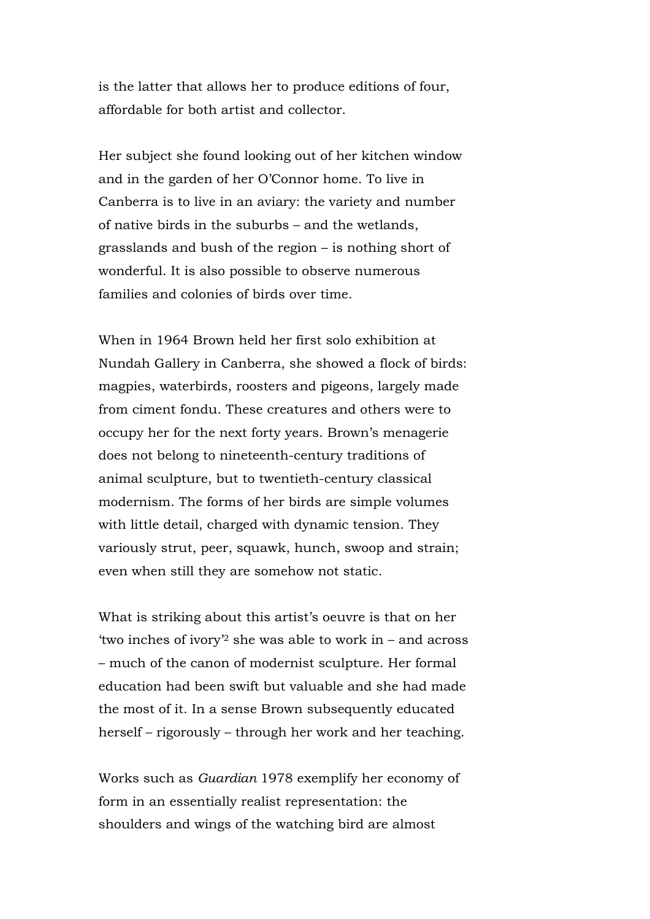is the latter that allows her to produce editions of four, affordable for both artist and collector.

Her subject she found looking out of her kitchen window and in the garden of her O'Connor home. To live in Canberra is to live in an aviary: the variety and number of native birds in the suburbs – and the wetlands, grasslands and bush of the region – is nothing short of wonderful. It is also possible to observe numerous families and colonies of birds over time.

When in 1964 Brown held her first solo exhibition at Nundah Gallery in Canberra, she showed a flock of birds: magpies, waterbirds, roosters and pigeons, largely made from ciment fondu. These creatures and others were to occupy her for the next forty years. Brown's menagerie does not belong to nineteenth-century traditions of animal sculpture, but to twentieth-century classical modernism. The forms of her birds are simple volumes with little detail, charged with dynamic tension. They variously strut, peer, squawk, hunch, swoop and strain; even when still they are somehow not static.

What is striking about this artist's oeuvre is that on her 'two inches of ivory'[2] she was able to work in – and across – much of the canon of modernist sculpture. Her formal education had been swift but valuable and she had made the most of it. In a sense Brown subsequently educated herself – rigorously – through her work and her teaching.

Works such as *Guardian* 1978 exemplify her economy of form in an essentially realist representation: the shoulders and wings of the watching bird are almost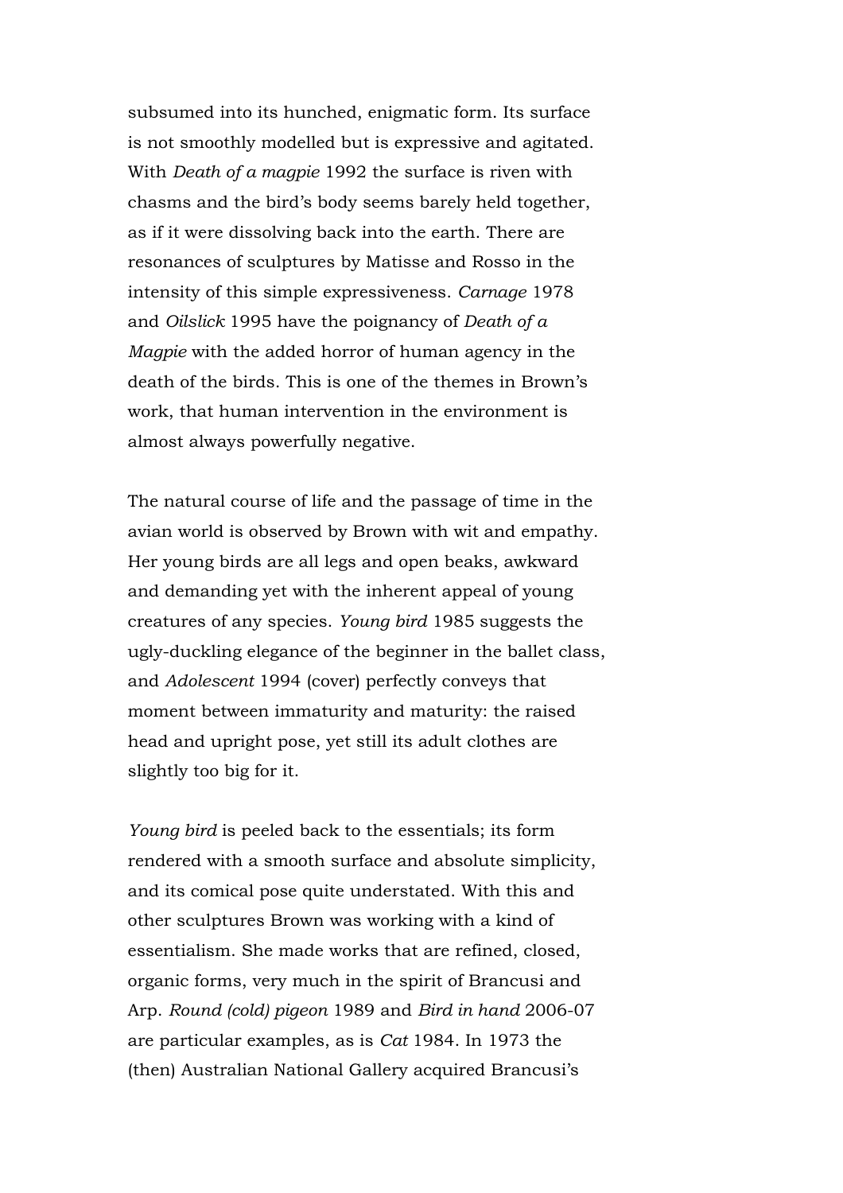subsumed into its hunched, enigmatic form. Its surface is not smoothly modelled but is expressive and agitated. With *Death of a magpie* 1992 the surface is riven with chasms and the bird's body seems barely held together, as if it were dissolving back into the earth. There are resonances of sculptures by Matisse and Rosso in the intensity of this simple expressiveness. *Carnage* 1978 and *Oilslick* 1995 have the poignancy of *Death of a Magpie* with the added horror of human agency in the death of the birds. This is one of the themes in Brown's work, that human intervention in the environment is almost always powerfully negative.

The natural course of life and the passage of time in the avian world is observed by Brown with wit and empathy. Her young birds are all legs and open beaks, awkward and demanding yet with the inherent appeal of young creatures of any species. *Young bird* 1985 suggests the ugly-duckling elegance of the beginner in the ballet class, and *Adolescent* 1994 (cover) perfectly conveys that moment between immaturity and maturity: the raised head and upright pose, yet still its adult clothes are slightly too big for it.

*Young bird* is peeled back to the essentials; its form rendered with a smooth surface and absolute simplicity, and its comical pose quite understated. With this and other sculptures Brown was working with a kind of essentialism. She made works that are refined, closed, organic forms, very much in the spirit of Brancusi and Arp. *Round (cold) pigeon* 1989 and *Bird in hand* 2006-07 are particular examples, as is *Cat* 1984. In 1973 the (then) Australian National Gallery acquired Brancusi's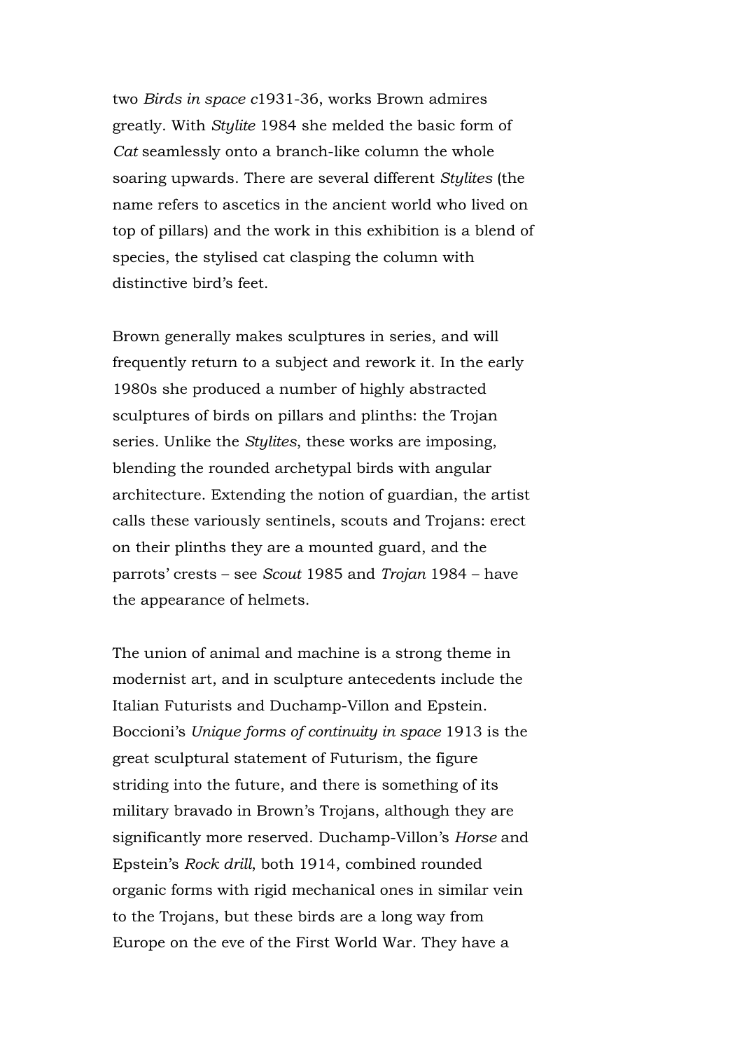two *Birds in space c*1931-36, works Brown admires greatly. With *Stylite* 1984 she melded the basic form of *Cat* seamlessly onto a branch-like column the whole soaring upwards. There are several different *Stylites* (the name refers to ascetics in the ancient world who lived on top of pillars) and the work in this exhibition is a blend of species, the stylised cat clasping the column with distinctive bird's feet.

Brown generally makes sculptures in series, and will frequently return to a subject and rework it. In the early 1980s she produced a number of highly abstracted sculptures of birds on pillars and plinths: the Trojan series. Unlike the *Stylites*, these works are imposing, blending the rounded archetypal birds with angular architecture. Extending the notion of guardian, the artist calls these variously sentinels, scouts and Trojans: erect on their plinths they are a mounted guard, and the parrots' crests – see *Scout* 1985 and *Trojan* 1984 – have the appearance of helmets.

The union of animal and machine is a strong theme in modernist art, and in sculpture antecedents include the Italian Futurists and Duchamp-Villon and Epstein. Boccioni's *Unique forms of continuity in space* 1913 is the great sculptural statement of Futurism, the figure striding into the future, and there is something of its military bravado in Brown's Trojans, although they are significantly more reserved. Duchamp-Villon's *Horse* and Epstein's *Rock drill*, both 1914, combined rounded organic forms with rigid mechanical ones in similar vein to the Trojans, but these birds are a long way from Europe on the eve of the First World War. They have a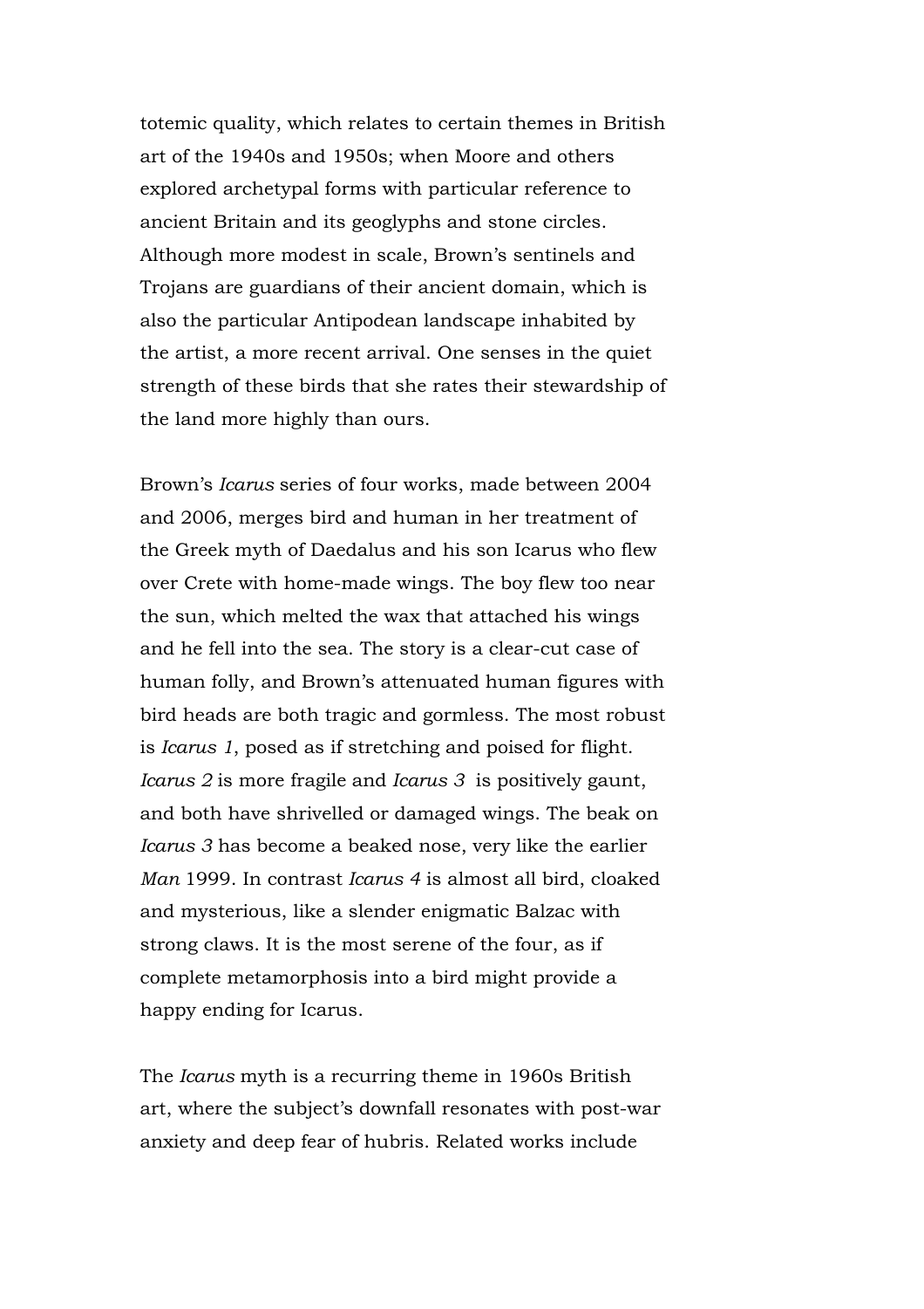totemic quality, which relates to certain themes in British art of the 1940s and 1950s; when Moore and others explored archetypal forms with particular reference to ancient Britain and its geoglyphs and stone circles. Although more modest in scale, Brown's sentinels and Trojans are guardians of their ancient domain, which is also the particular Antipodean landscape inhabited by the artist, a more recent arrival. One senses in the quiet strength of these birds that she rates their stewardship of the land more highly than ours.

Brown's *Icarus* series of four works, made between 2004 and 2006, merges bird and human in her treatment of the Greek myth of Daedalus and his son Icarus who flew over Crete with home-made wings. The boy flew too near the sun, which melted the wax that attached his wings and he fell into the sea. The story is a clear-cut case of human folly, and Brown's attenuated human figures with bird heads are both tragic and gormless. The most robust is *Icarus 1*, posed as if stretching and poised for flight. *Icarus 2* is more fragile and *Icarus 3* is positively gaunt, and both have shrivelled or damaged wings. The beak on *Icarus 3* has become a beaked nose, very like the earlier *Man* 1999. In contrast *Icarus 4* is almost all bird, cloaked and mysterious, like a slender enigmatic Balzac with strong claws. It is the most serene of the four, as if complete metamorphosis into a bird might provide a happy ending for Icarus.

The *Icarus* myth is a recurring theme in 1960s British art, where the subject's downfall resonates with post-war anxiety and deep fear of hubris. Related works include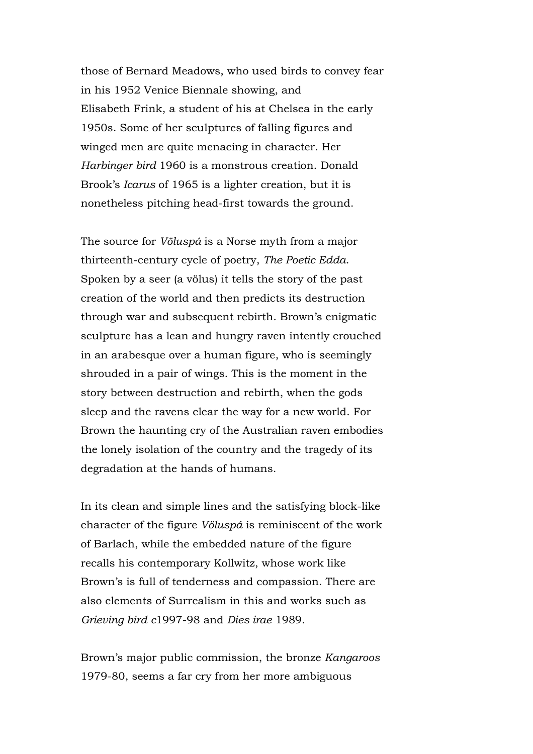those of Bernard Meadows, who used birds to convey fear in his 1952 Venice Biennale showing, and Elisabeth Frink, a student of his at Chelsea in the early 1950s. Some of her sculptures of falling figures and winged men are quite menacing in character. Her *Harbinger bird* 1960 is a monstrous creation. Donald Brook's *Icarus* of 1965 is a lighter creation, but it is nonetheless pitching head-first towards the ground.

The source for *Völuspá* is a Norse myth from a major thirteenth-century cycle of poetry, *The Poetic Edda*. Spoken by a seer (a völus) it tells the story of the past creation of the world and then predicts its destruction through war and subsequent rebirth. Brown's enigmatic sculpture has a lean and hungry raven intently crouched in an arabesque over a human figure, who is seemingly shrouded in a pair of wings. This is the moment in the story between destruction and rebirth, when the gods sleep and the ravens clear the way for a new world. For Brown the haunting cry of the Australian raven embodies the lonely isolation of the country and the tragedy of its degradation at the hands of humans.

In its clean and simple lines and the satisfying block-like character of the figure *Völuspá* is reminiscent of the work of Barlach, while the embedded nature of the figure recalls his contemporary Kollwitz, whose work like Brown's is full of tenderness and compassion. There are also elements of Surrealism in this and works such as *Grieving bird c*1997-98 and *Dies irae* 1989.

Brown's major public commission, the bronze *Kangaroos* 1979-80, seems a far cry from her more ambiguous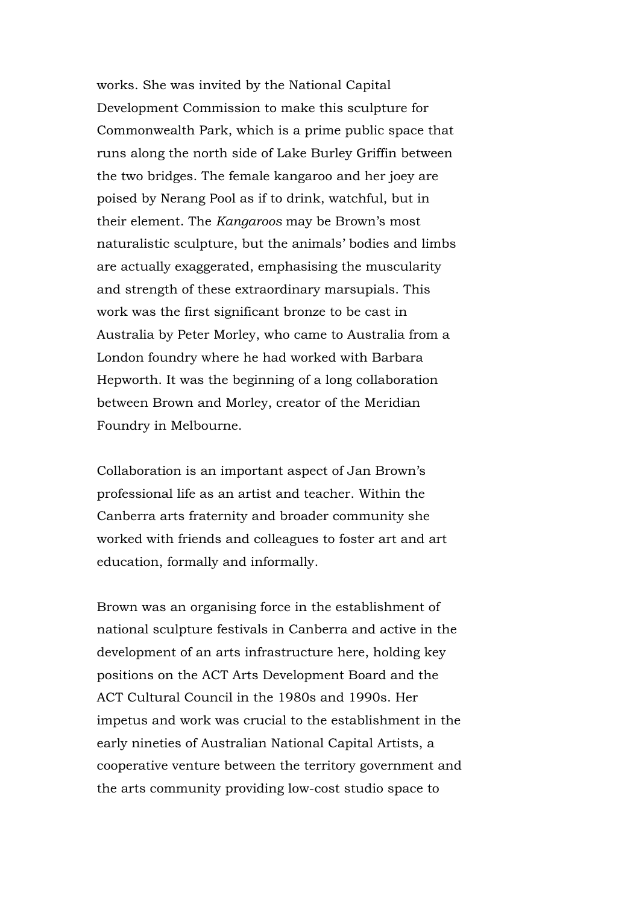works. She was invited by the National Capital Development Commission to make this sculpture for Commonwealth Park, which is a prime public space that runs along the north side of Lake Burley Griffin between the two bridges. The female kangaroo and her joey are poised by Nerang Pool as if to drink, watchful, but in their element. The *Kangaroos* may be Brown's most naturalistic sculpture, but the animals' bodies and limbs are actually exaggerated, emphasising the muscularity and strength of these extraordinary marsupials. This work was the first significant bronze to be cast in Australia by Peter Morley, who came to Australia from a London foundry where he had worked with Barbara Hepworth. It was the beginning of a long collaboration between Brown and Morley, creator of the Meridian Foundry in Melbourne.

Collaboration is an important aspect of Jan Brown's professional life as an artist and teacher. Within the Canberra arts fraternity and broader community she worked with friends and colleagues to foster art and art education, formally and informally.

Brown was an organising force in the establishment of national sculpture festivals in Canberra and active in the development of an arts infrastructure here, holding key positions on the ACT Arts Development Board and the ACT Cultural Council in the 1980s and 1990s. Her impetus and work was crucial to the establishment in the early nineties of Australian National Capital Artists, a cooperative venture between the territory government and the arts community providing low-cost studio space to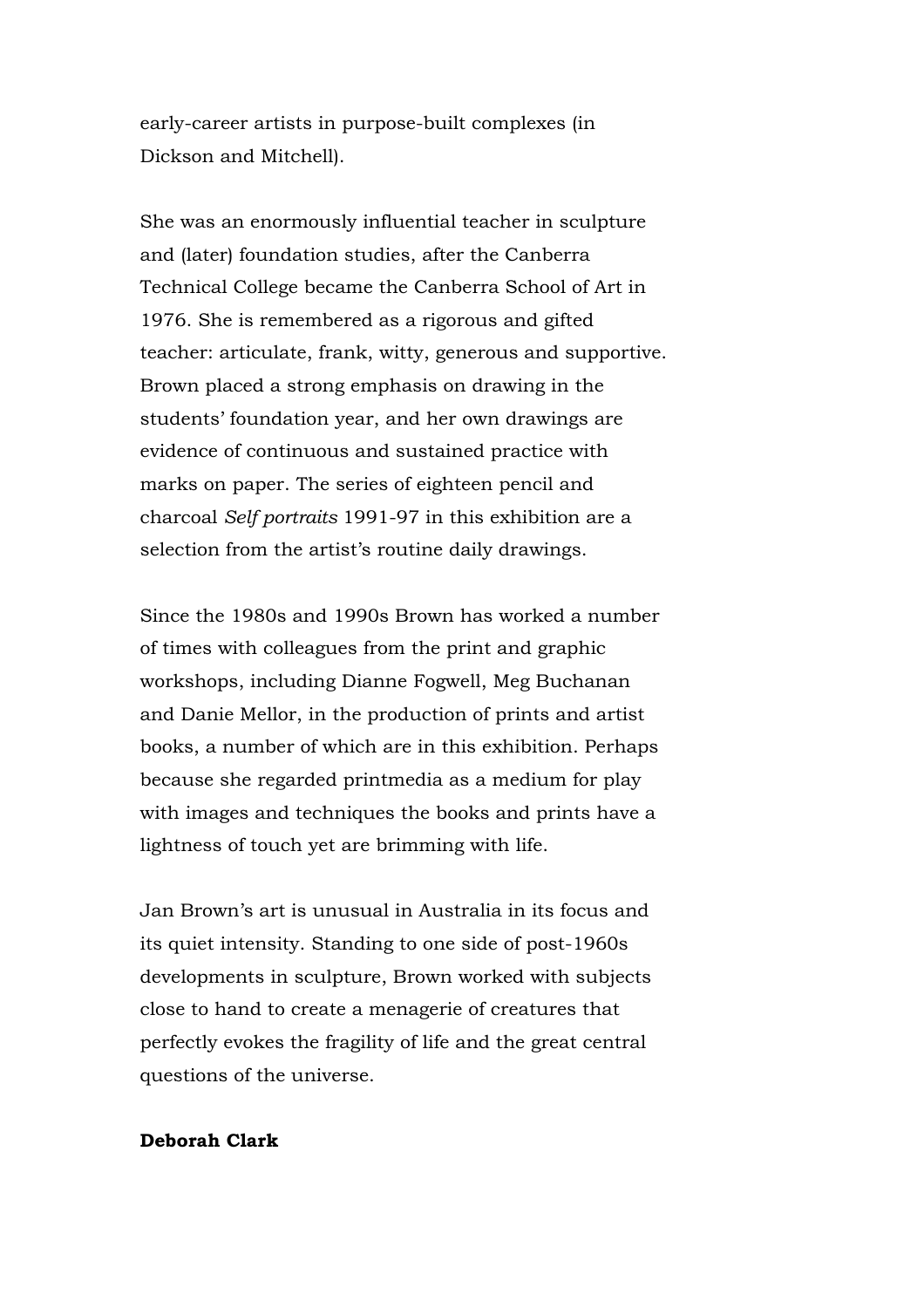early-career artists in purpose-built complexes (in Dickson and Mitchell).

She was an enormously influential teacher in sculpture and (later) foundation studies, after the Canberra Technical College became the Canberra School of Art in 1976. She is remembered as a rigorous and gifted teacher: articulate, frank, witty, generous and supportive. Brown placed a strong emphasis on drawing in the students' foundation year, and her own drawings are evidence of continuous and sustained practice with marks on paper. The series of eighteen pencil and charcoal *Self portraits* 1991-97 in this exhibition are a selection from the artist's routine daily drawings.

Since the 1980s and 1990s Brown has worked a number of times with colleagues from the print and graphic workshops, including Dianne Fogwell, Meg Buchanan and Danie Mellor, in the production of prints and artist books, a number of which are in this exhibition. Perhaps because she regarded printmedia as a medium for play with images and techniques the books and prints have a lightness of touch yet are brimming with life.

Jan Brown's art is unusual in Australia in its focus and its quiet intensity. Standing to one side of post-1960s developments in sculpture, Brown worked with subjects close to hand to create a menagerie of creatures that perfectly evokes the fragility of life and the great central questions of the universe.

**Deborah Clark**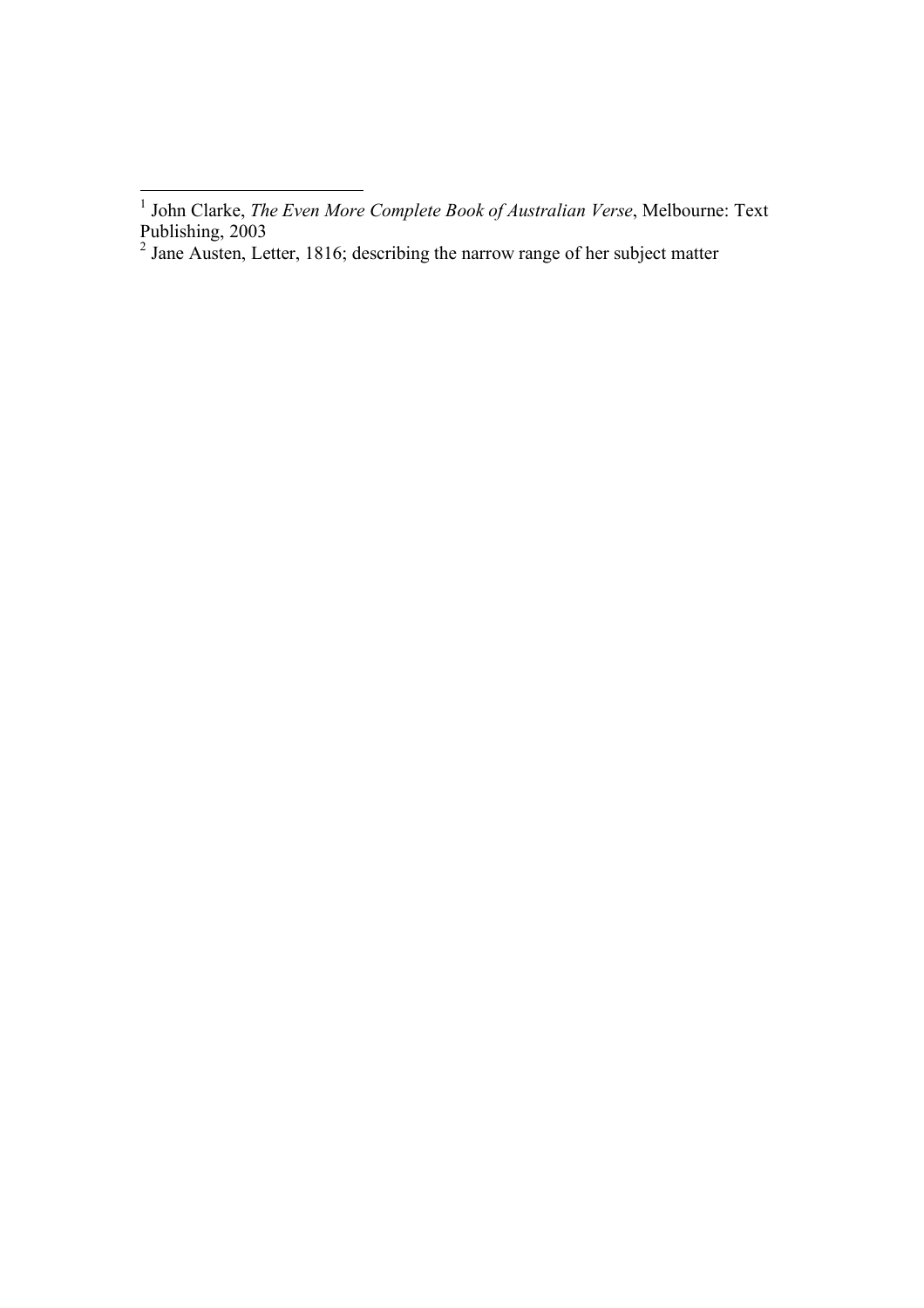[1] John Clarke, *The Even More Complete Book of Australian Verse*, Melbourne: Text Publishing, 2003

[2] Jane Austen, Letter, 1816; describing the narrow range of her subject matter